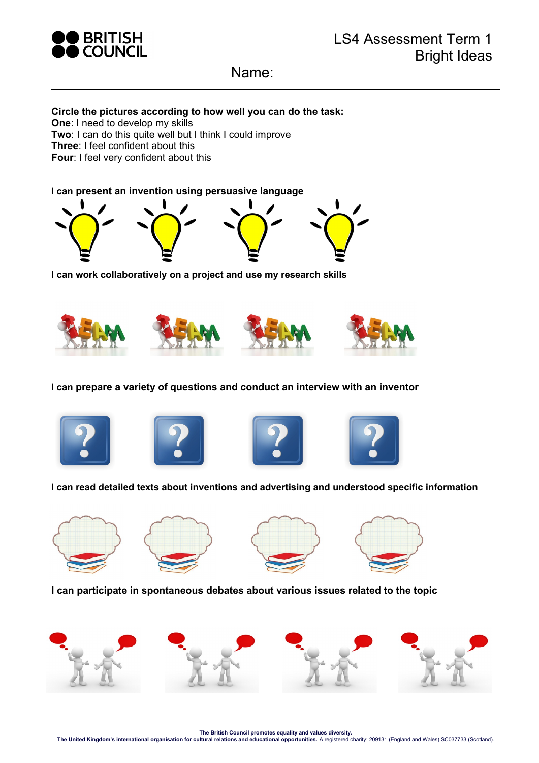BRITISH COUNCIL

# LS4 Assessment Term 1
## Bright Ideas

Name:

---

**Circle the pictures according to how well you can do the task:**
**One**: I need to develop my skills
**Two**: I can do this quite well but I think I could improve
**Three**: I feel confident about this
**Four**: I feel very confident about this

**I can present an invention using persuasive language**

**I can work collaboratively on a project and use my research skills**

**I can prepare a variety of questions and conduct an interview with an inventor**

**I can read detailed texts about inventions and advertising and understood specific information**

**I can participate in spontaneous debates about various issues related to the topic**

**The British Council promotes equality and values diversity.**
**The United Kingdom's international organisation for cultural relations and educational opportunities.** A registered charity: 209131 (England and Wales) SC037733 (Scotland).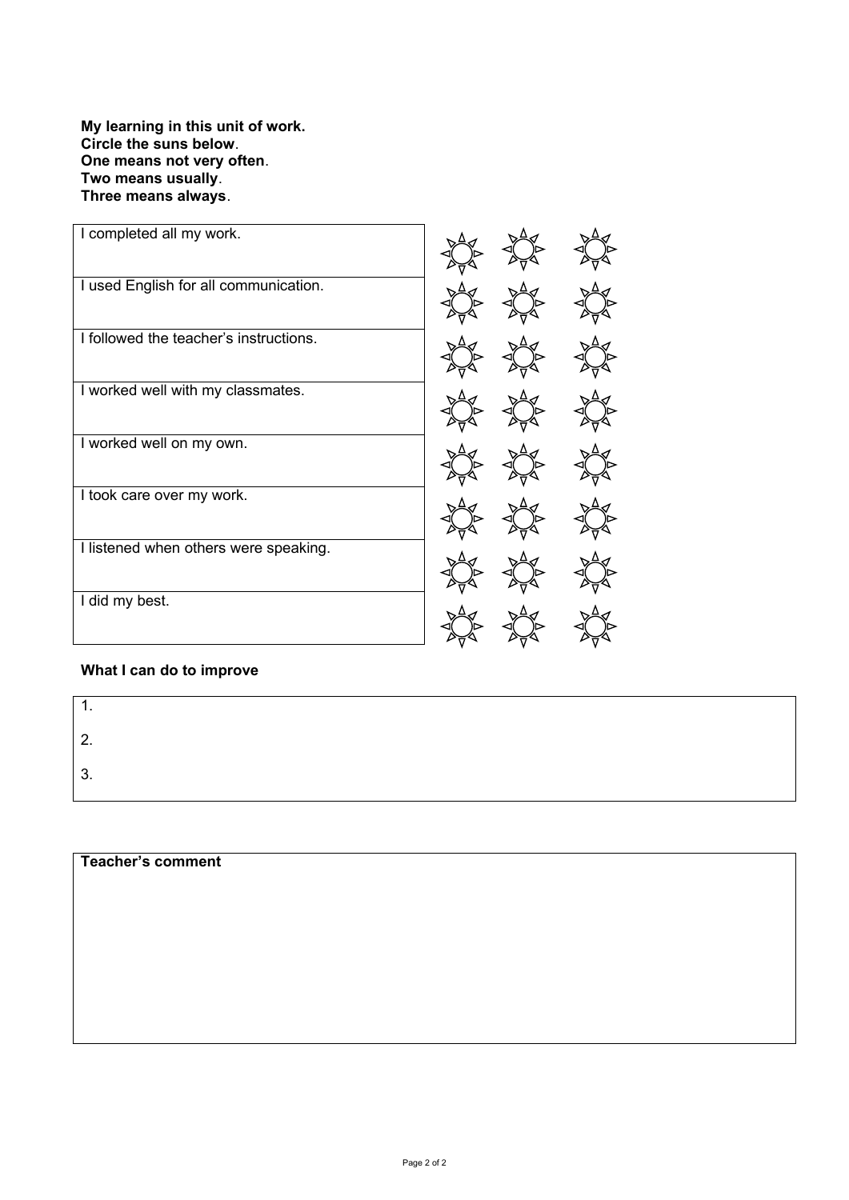**My learning in this unit of work.**
**Circle the suns below**.
**One means not very often**.
**Two means usually**.
**Three means always**.

| | | | |
|---|---|---|---|
| I completed all my work. | ☼ | ☼ | ☼ |
| I used English for all communication. | ☼ | ☼ | ☼ |
| I followed the teacher's instructions. | ☼ | ☼ | ☼ |
| I worked well with my classmates. | ☼ | ☼ | ☼ |
| I worked well on my own. | ☼ | ☼ | ☼ |
| I took care over my work. | ☼ | ☼ | ☼ |
| I listened when others were speaking. | ☼ | ☼ | ☼ |
| I did my best. | ☼ | ☼ | ☼ |

**What I can do to improve**

1.

2.

3.

**Teacher's comment**